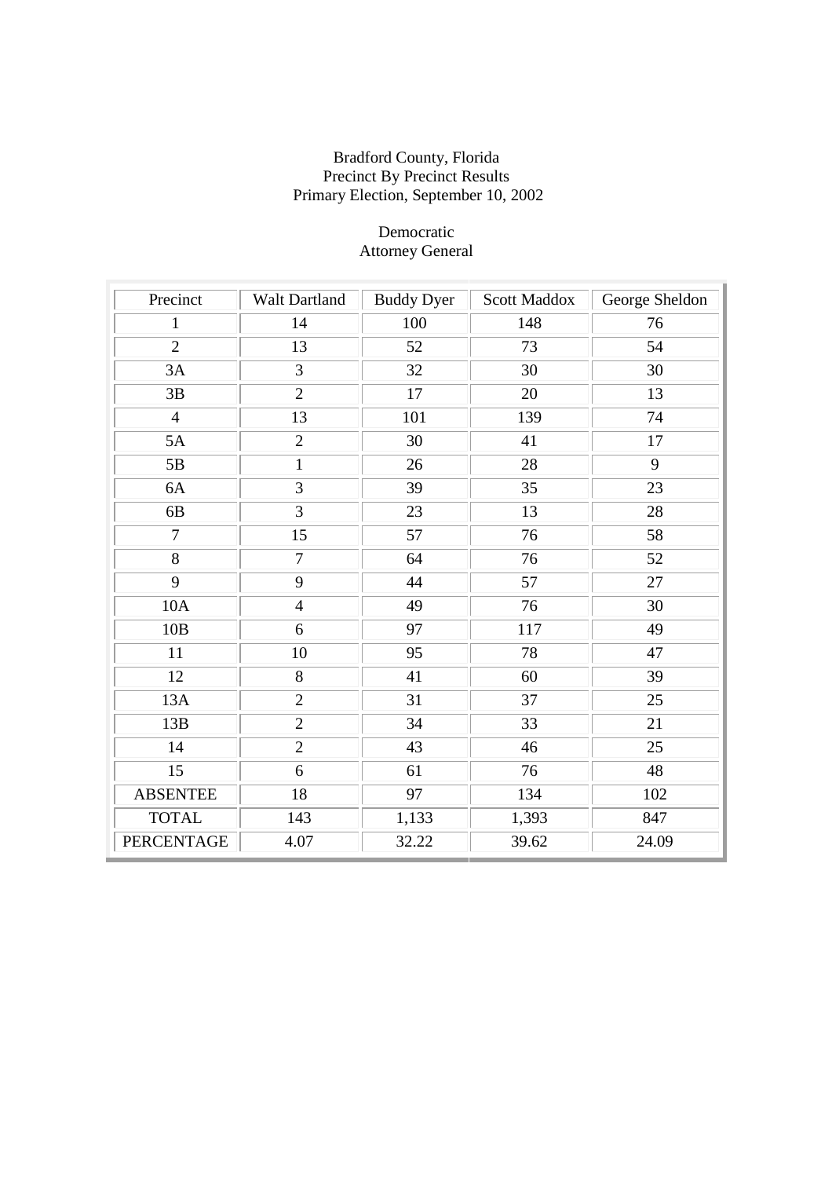Bradford County, Florida
Precinct By Precinct Results
Primary Election, September 10, 2002

Democratic
Attorney General

| Precinct | Walt Dartland | Buddy Dyer | Scott Maddox | George Sheldon |
|---|---|---|---|---|
| 1 | 14 | 100 | 148 | 76 |
| 2 | 13 | 52 | 73 | 54 |
| 3A | 3 | 32 | 30 | 30 |
| 3B | 2 | 17 | 20 | 13 |
| 4 | 13 | 101 | 139 | 74 |
| 5A | 2 | 30 | 41 | 17 |
| 5B | 1 | 26 | 28 | 9 |
| 6A | 3 | 39 | 35 | 23 |
| 6B | 3 | 23 | 13 | 28 |
| 7 | 15 | 57 | 76 | 58 |
| 8 | 7 | 64 | 76 | 52 |
| 9 | 9 | 44 | 57 | 27 |
| 10A | 4 | 49 | 76 | 30 |
| 10B | 6 | 97 | 117 | 49 |
| 11 | 10 | 95 | 78 | 47 |
| 12 | 8 | 41 | 60 | 39 |
| 13A | 2 | 31 | 37 | 25 |
| 13B | 2 | 34 | 33 | 21 |
| 14 | 2 | 43 | 46 | 25 |
| 15 | 6 | 61 | 76 | 48 |
| ABSENTEE | 18 | 97 | 134 | 102 |
| TOTAL | 143 | 1,133 | 1,393 | 847 |
| PERCENTAGE | 4.07 | 32.22 | 39.62 | 24.09 |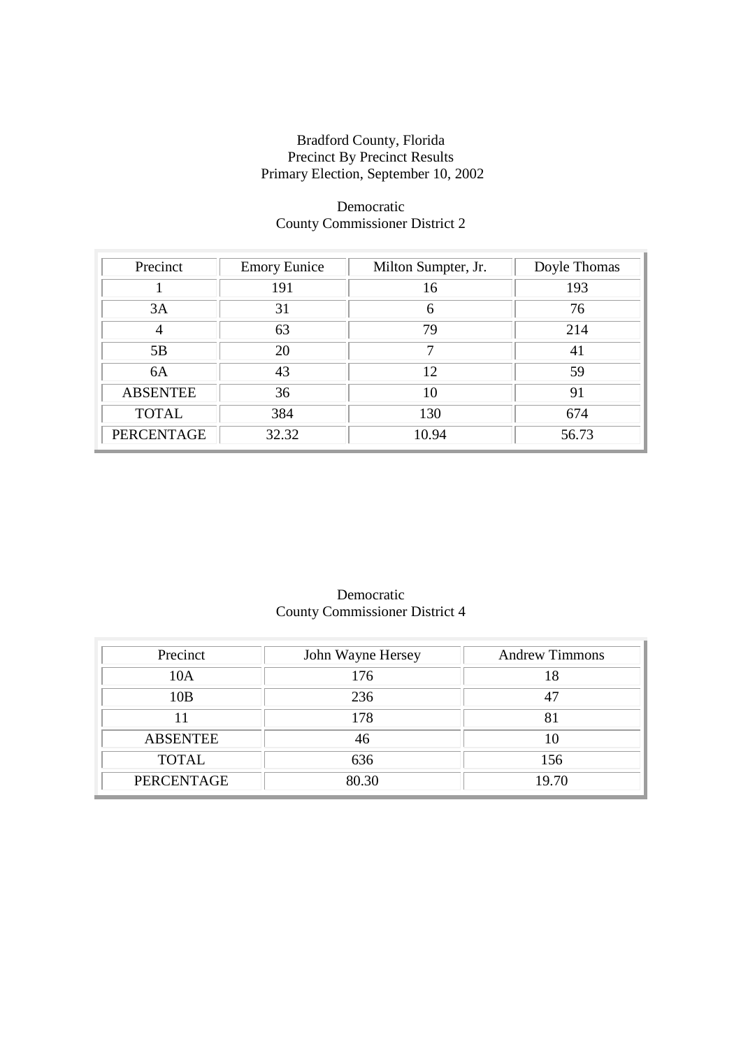Bradford County, Florida
Precinct By Precinct Results
Primary Election, September 10, 2002

Democratic
County Commissioner District 2

| Precinct | Emory Eunice | Milton Sumpter, Jr. | Doyle Thomas |
|---|---|---|---|
| 1 | 191 | 16 | 193 |
| 3A | 31 | 6 | 76 |
| 4 | 63 | 79 | 214 |
| 5B | 20 | 7 | 41 |
| 6A | 43 | 12 | 59 |
| ABSENTEE | 36 | 10 | 91 |
| TOTAL | 384 | 130 | 674 |
| PERCENTAGE | 32.32 | 10.94 | 56.73 |

Democratic
County Commissioner District 4

| Precinct | John Wayne Hersey | Andrew Timmons |
|---|---|---|
| 10A | 176 | 18 |
| 10B | 236 | 47 |
| 11 | 178 | 81 |
| ABSENTEE | 46 | 10 |
| TOTAL | 636 | 156 |
| PERCENTAGE | 80.30 | 19.70 |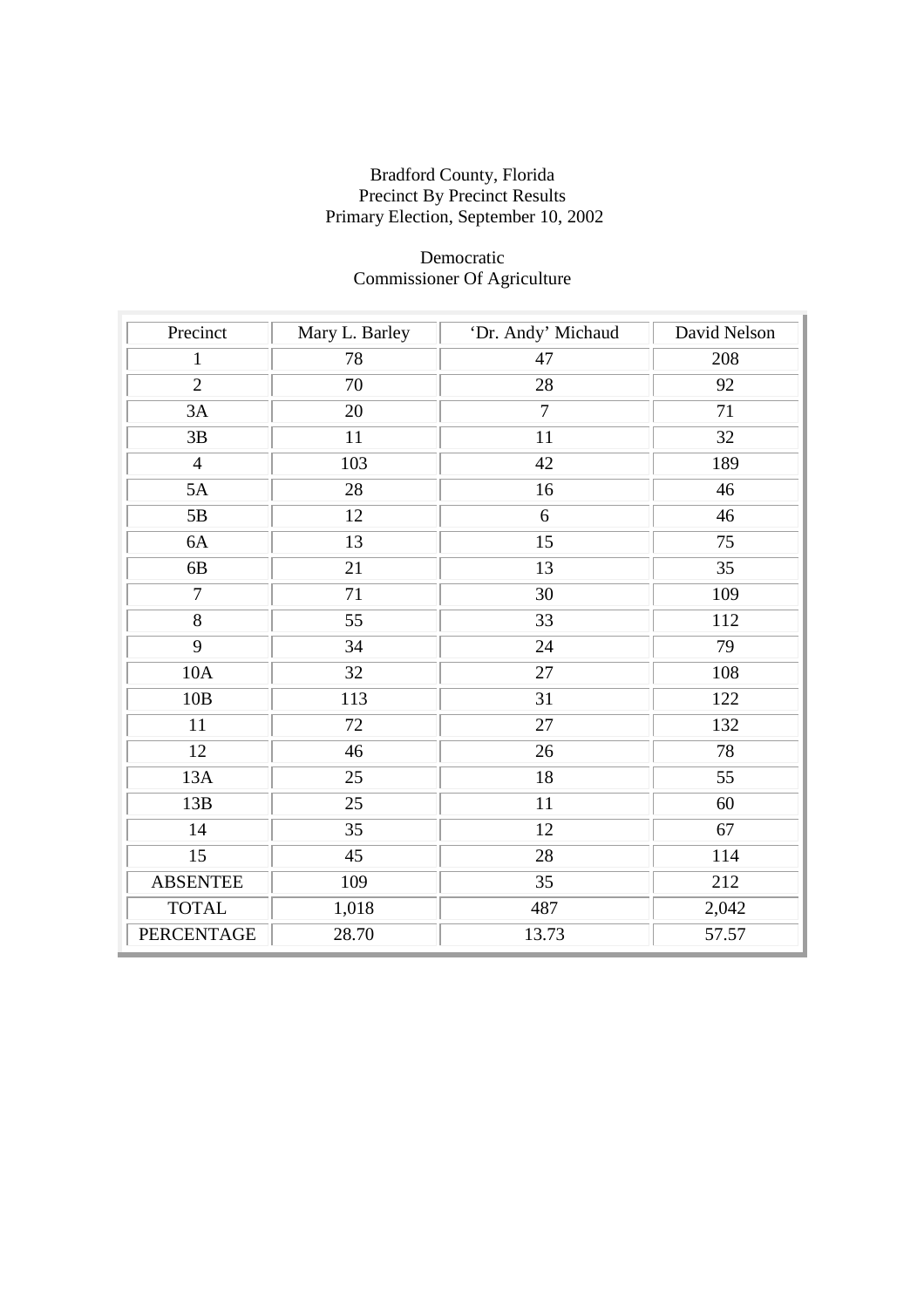Bradford County, Florida
Precinct By Precinct Results
Primary Election, September 10, 2002

Democratic
Commissioner Of Agriculture

| Precinct | Mary L. Barley | 'Dr. Andy' Michaud | David Nelson |
|---|---|---|---|
| 1 | 78 | 47 | 208 |
| 2 | 70 | 28 | 92 |
| 3A | 20 | 7 | 71 |
| 3B | 11 | 11 | 32 |
| 4 | 103 | 42 | 189 |
| 5A | 28 | 16 | 46 |
| 5B | 12 | 6 | 46 |
| 6A | 13 | 15 | 75 |
| 6B | 21 | 13 | 35 |
| 7 | 71 | 30 | 109 |
| 8 | 55 | 33 | 112 |
| 9 | 34 | 24 | 79 |
| 10A | 32 | 27 | 108 |
| 10B | 113 | 31 | 122 |
| 11 | 72 | 27 | 132 |
| 12 | 46 | 26 | 78 |
| 13A | 25 | 18 | 55 |
| 13B | 25 | 11 | 60 |
| 14 | 35 | 12 | 67 |
| 15 | 45 | 28 | 114 |
| ABSENTEE | 109 | 35 | 212 |
| TOTAL | 1,018 | 487 | 2,042 |
| PERCENTAGE | 28.70 | 13.73 | 57.57 |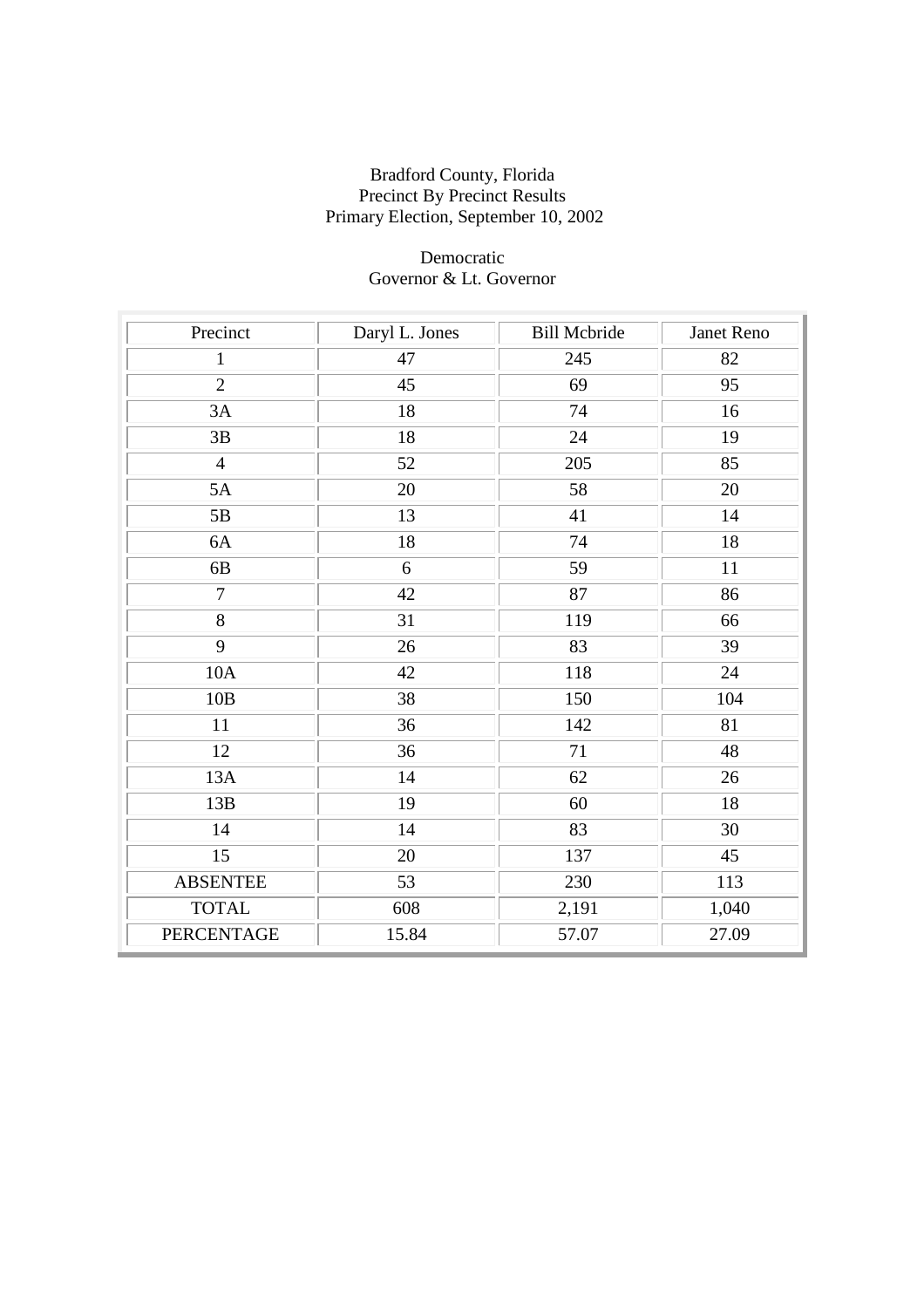Bradford County, Florida
Precinct By Precinct Results
Primary Election, September 10, 2002

Democratic
Governor & Lt. Governor

| Precinct | Daryl L. Jones | Bill Mcbride | Janet Reno |
|---|---|---|---|
| 1 | 47 | 245 | 82 |
| 2 | 45 | 69 | 95 |
| 3A | 18 | 74 | 16 |
| 3B | 18 | 24 | 19 |
| 4 | 52 | 205 | 85 |
| 5A | 20 | 58 | 20 |
| 5B | 13 | 41 | 14 |
| 6A | 18 | 74 | 18 |
| 6B | 6 | 59 | 11 |
| 7 | 42 | 87 | 86 |
| 8 | 31 | 119 | 66 |
| 9 | 26 | 83 | 39 |
| 10A | 42 | 118 | 24 |
| 10B | 38 | 150 | 104 |
| 11 | 36 | 142 | 81 |
| 12 | 36 | 71 | 48 |
| 13A | 14 | 62 | 26 |
| 13B | 19 | 60 | 18 |
| 14 | 14 | 83 | 30 |
| 15 | 20 | 137 | 45 |
| ABSENTEE | 53 | 230 | 113 |
| TOTAL | 608 | 2,191 | 1,040 |
| PERCENTAGE | 15.84 | 57.07 | 27.09 |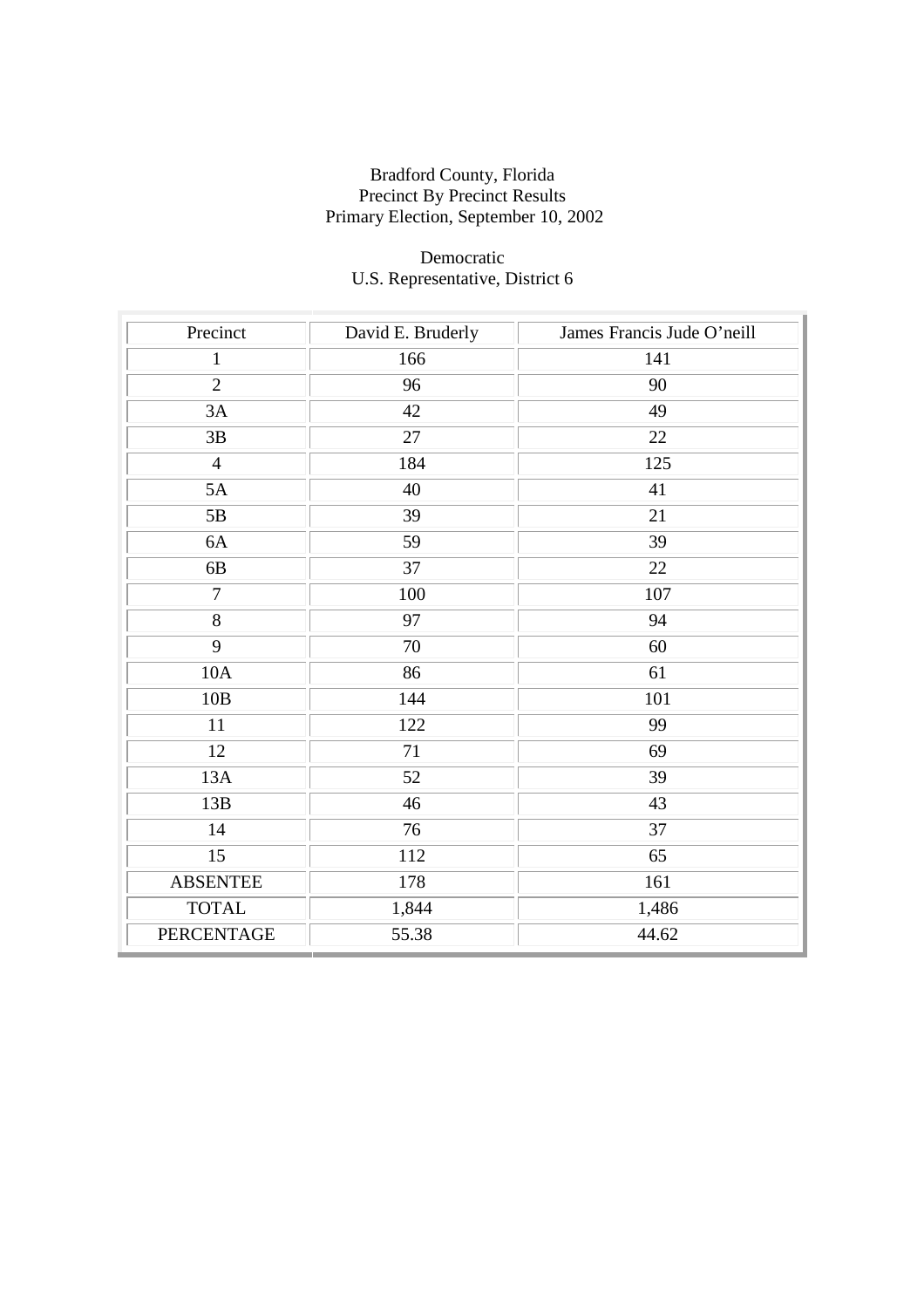Bradford County, Florida
Precinct By Precinct Results
Primary Election, September 10, 2002

Democratic
U.S. Representative, District 6

| Precinct | David E. Bruderly | James Francis Jude O’neill |
|---|---|---|
| 1 | 166 | 141 |
| 2 | 96 | 90 |
| 3A | 42 | 49 |
| 3B | 27 | 22 |
| 4 | 184 | 125 |
| 5A | 40 | 41 |
| 5B | 39 | 21 |
| 6A | 59 | 39 |
| 6B | 37 | 22 |
| 7 | 100 | 107 |
| 8 | 97 | 94 |
| 9 | 70 | 60 |
| 10A | 86 | 61 |
| 10B | 144 | 101 |
| 11 | 122 | 99 |
| 12 | 71 | 69 |
| 13A | 52 | 39 |
| 13B | 46 | 43 |
| 14 | 76 | 37 |
| 15 | 112 | 65 |
| ABSENTEE | 178 | 161 |
| TOTAL | 1,844 | 1,486 |
| PERCENTAGE | 55.38 | 44.62 |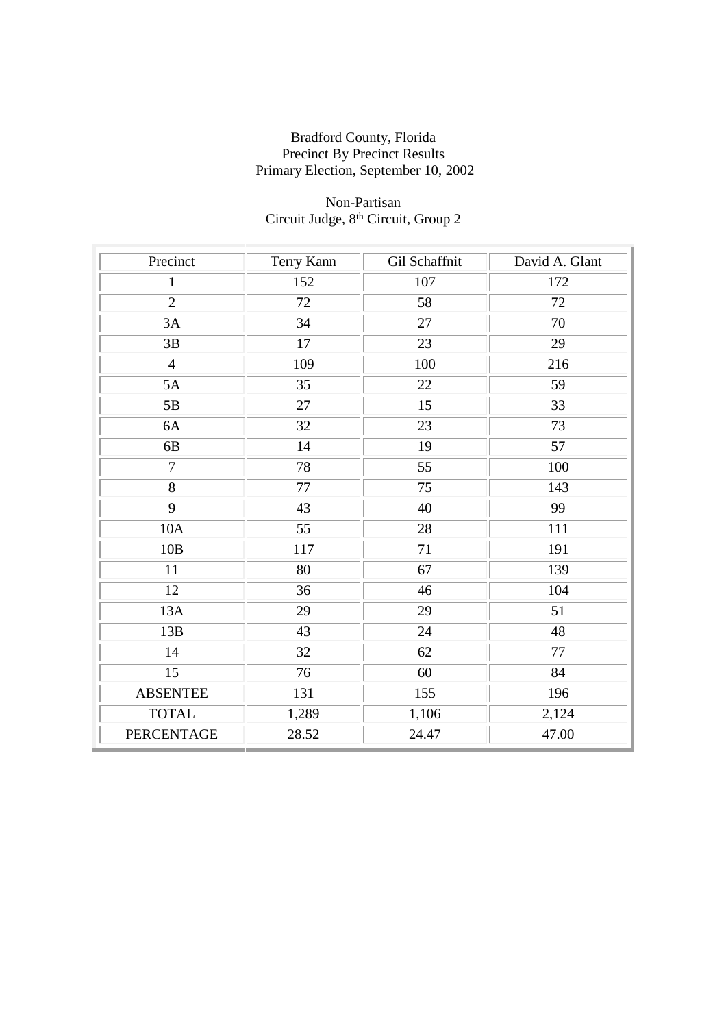Bradford County, Florida
Precinct By Precinct Results
Primary Election, September 10, 2002

Non-Partisan
Circuit Judge, 8th Circuit, Group 2

| Precinct | Terry Kann | Gil Schaffnit | David A. Glant |
|---|---|---|---|
| 1 | 152 | 107 | 172 |
| 2 | 72 | 58 | 72 |
| 3A | 34 | 27 | 70 |
| 3B | 17 | 23 | 29 |
| 4 | 109 | 100 | 216 |
| 5A | 35 | 22 | 59 |
| 5B | 27 | 15 | 33 |
| 6A | 32 | 23 | 73 |
| 6B | 14 | 19 | 57 |
| 7 | 78 | 55 | 100 |
| 8 | 77 | 75 | 143 |
| 9 | 43 | 40 | 99 |
| 10A | 55 | 28 | 111 |
| 10B | 117 | 71 | 191 |
| 11 | 80 | 67 | 139 |
| 12 | 36 | 46 | 104 |
| 13A | 29 | 29 | 51 |
| 13B | 43 | 24 | 48 |
| 14 | 32 | 62 | 77 |
| 15 | 76 | 60 | 84 |
| ABSENTEE | 131 | 155 | 196 |
| TOTAL | 1,289 | 1,106 | 2,124 |
| PERCENTAGE | 28.52 | 24.47 | 47.00 |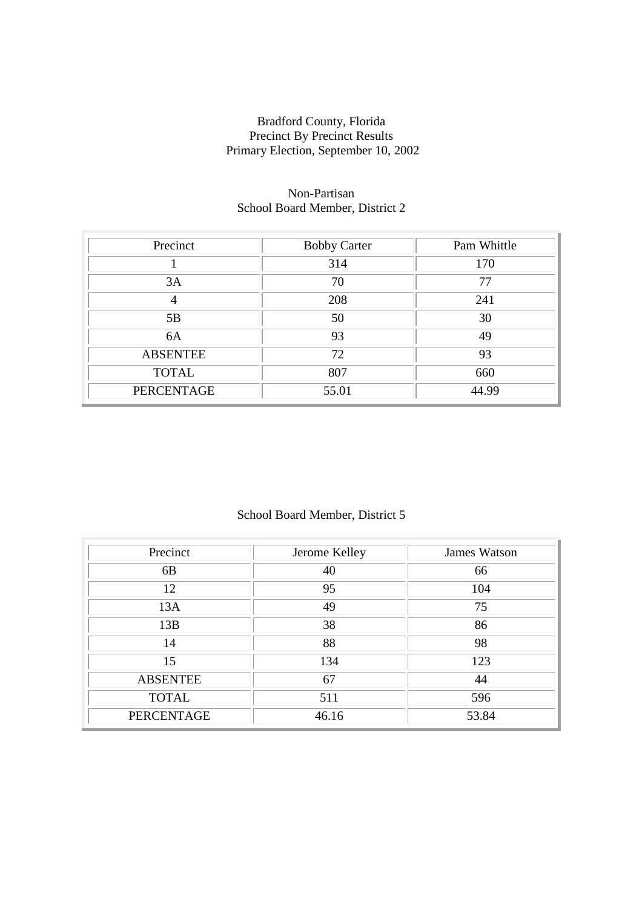Bradford County, Florida
Precinct By Precinct Results
Primary Election, September 10, 2002

Non-Partisan
School Board Member, District 2

| Precinct | Bobby Carter | Pam Whittle |
|---|---|---|
| 1 | 314 | 170 |
| 3A | 70 | 77 |
| 4 | 208 | 241 |
| 5B | 50 | 30 |
| 6A | 93 | 49 |
| ABSENTEE | 72 | 93 |
| TOTAL | 807 | 660 |
| PERCENTAGE | 55.01 | 44.99 |

School Board Member, District 5

| Precinct | Jerome Kelley | James Watson |
|---|---|---|
| 6B | 40 | 66 |
| 12 | 95 | 104 |
| 13A | 49 | 75 |
| 13B | 38 | 86 |
| 14 | 88 | 98 |
| 15 | 134 | 123 |
| ABSENTEE | 67 | 44 |
| TOTAL | 511 | 596 |
| PERCENTAGE | 46.16 | 53.84 |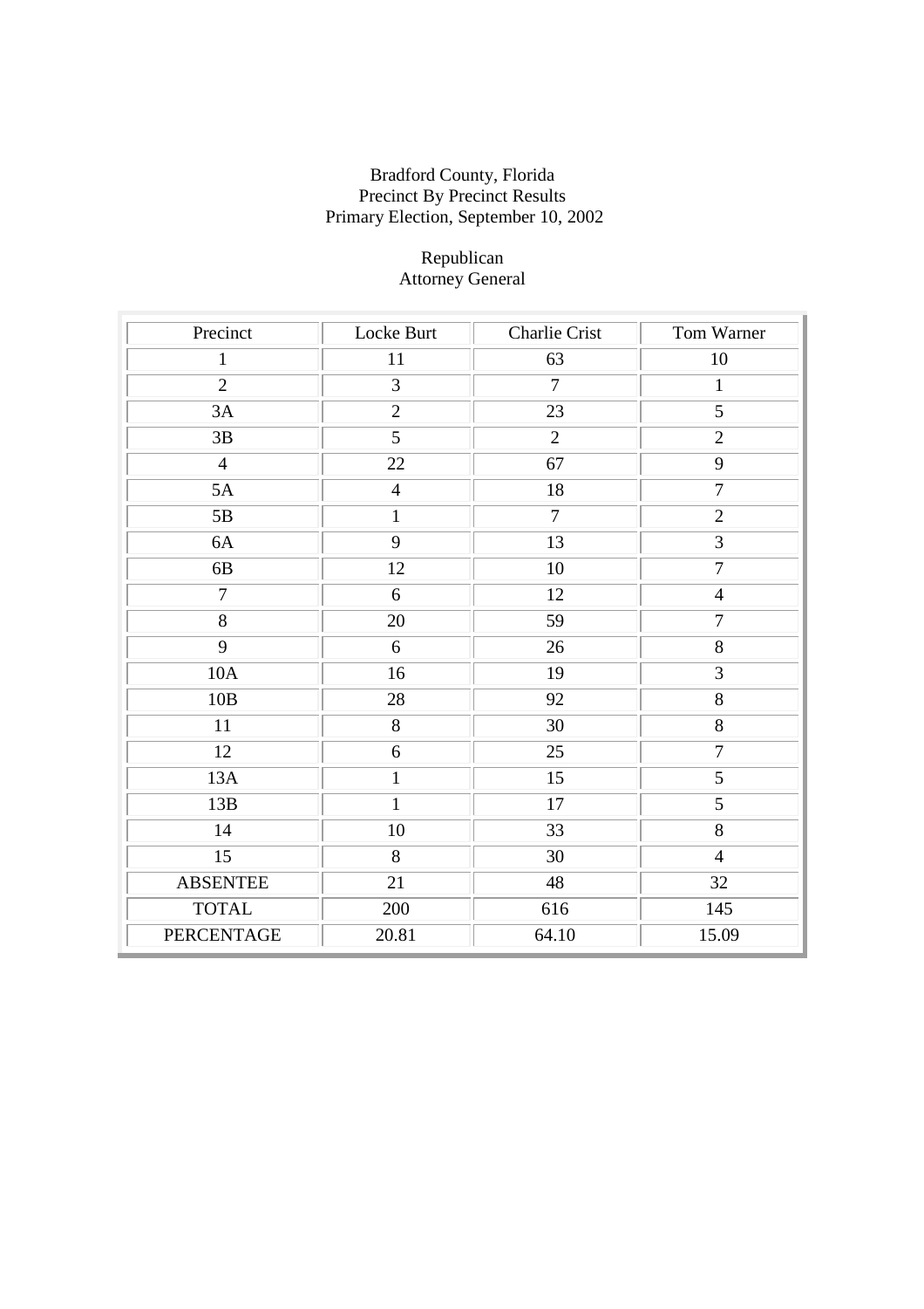Bradford County, Florida
Precinct By Precinct Results
Primary Election, September 10, 2002

Republican
Attorney General

| Precinct | Locke Burt | Charlie Crist | Tom Warner |
|---|---|---|---|
| 1 | 11 | 63 | 10 |
| 2 | 3 | 7 | 1 |
| 3A | 2 | 23 | 5 |
| 3B | 5 | 2 | 2 |
| 4 | 22 | 67 | 9 |
| 5A | 4 | 18 | 7 |
| 5B | 1 | 7 | 2 |
| 6A | 9 | 13 | 3 |
| 6B | 12 | 10 | 7 |
| 7 | 6 | 12 | 4 |
| 8 | 20 | 59 | 7 |
| 9 | 6 | 26 | 8 |
| 10A | 16 | 19 | 3 |
| 10B | 28 | 92 | 8 |
| 11 | 8 | 30 | 8 |
| 12 | 6 | 25 | 7 |
| 13A | 1 | 15 | 5 |
| 13B | 1 | 17 | 5 |
| 14 | 10 | 33 | 8 |
| 15 | 8 | 30 | 4 |
| ABSENTEE | 21 | 48 | 32 |
| TOTAL | 200 | 616 | 145 |
| PERCENTAGE | 20.81 | 64.10 | 15.09 |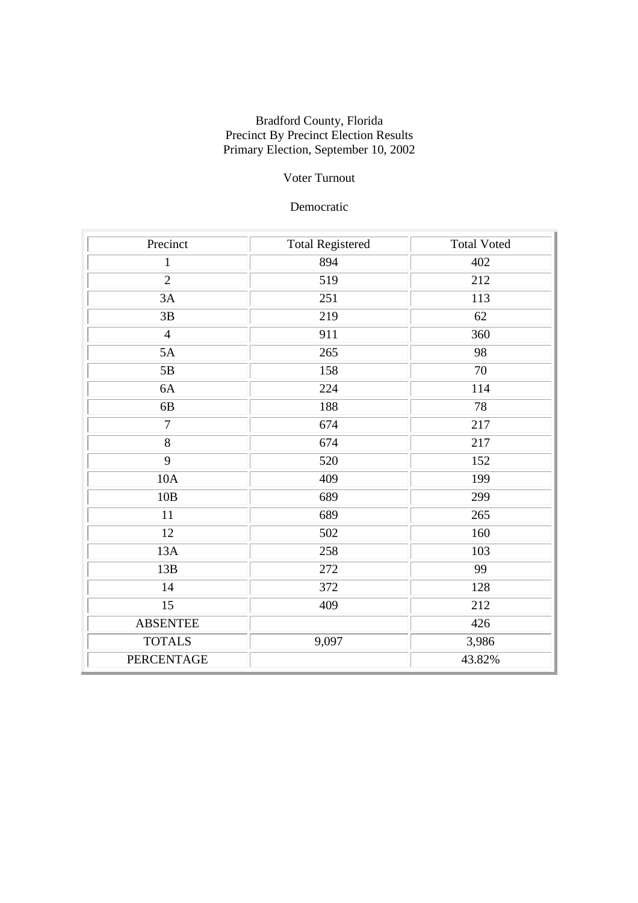Bradford County, Florida
Precinct By Precinct Election Results
Primary Election, September 10, 2002

Voter Turnout

Democratic

| Precinct | Total Registered | Total Voted |
| --- | --- | --- |
| 1 | 894 | 402 |
| 2 | 519 | 212 |
| 3A | 251 | 113 |
| 3B | 219 | 62 |
| 4 | 911 | 360 |
| 5A | 265 | 98 |
| 5B | 158 | 70 |
| 6A | 224 | 114 |
| 6B | 188 | 78 |
| 7 | 674 | 217 |
| 8 | 674 | 217 |
| 9 | 520 | 152 |
| 10A | 409 | 199 |
| 10B | 689 | 299 |
| 11 | 689 | 265 |
| 12 | 502 | 160 |
| 13A | 258 | 103 |
| 13B | 272 | 99 |
| 14 | 372 | 128 |
| 15 | 409 | 212 |
| ABSENTEE | | 426 |
| TOTALS | 9,097 | 3,986 |
| PERCENTAGE | | 43.82% |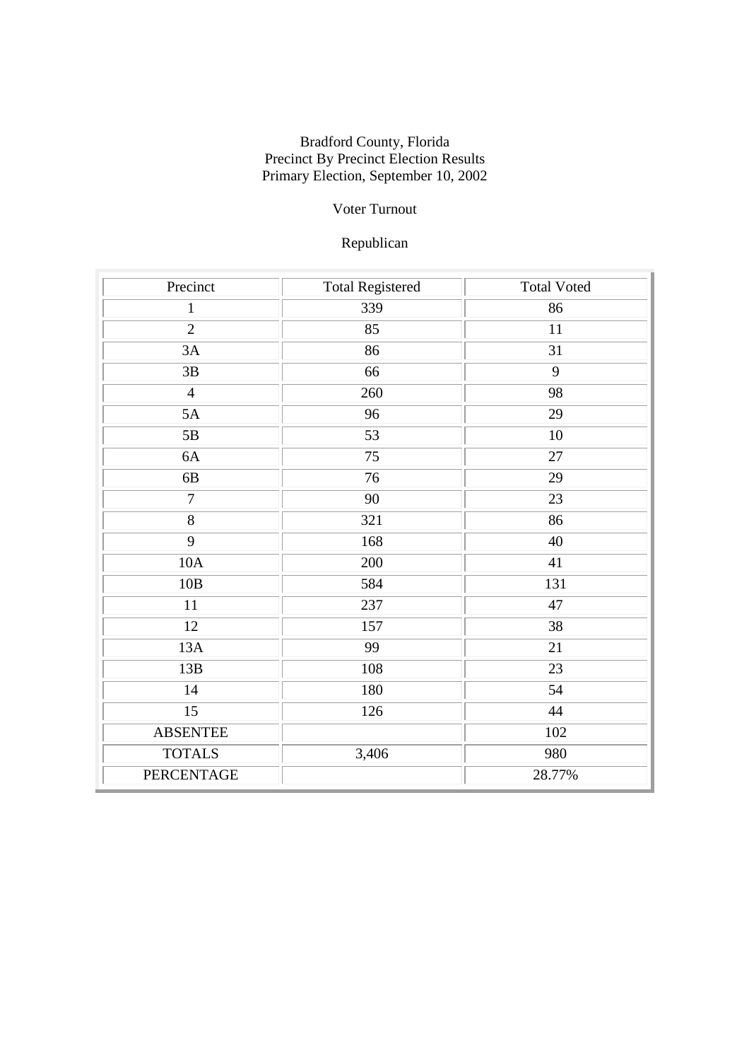Bradford County, Florida
Precinct By Precinct Election Results
Primary Election, September 10, 2002

Voter Turnout

Republican

| Precinct | Total Registered | Total Voted |
|---|---|---|
| 1 | 339 | 86 |
| 2 | 85 | 11 |
| 3A | 86 | 31 |
| 3B | 66 | 9 |
| 4 | 260 | 98 |
| 5A | 96 | 29 |
| 5B | 53 | 10 |
| 6A | 75 | 27 |
| 6B | 76 | 29 |
| 7 | 90 | 23 |
| 8 | 321 | 86 |
| 9 | 168 | 40 |
| 10A | 200 | 41 |
| 10B | 584 | 131 |
| 11 | 237 | 47 |
| 12 | 157 | 38 |
| 13A | 99 | 21 |
| 13B | 108 | 23 |
| 14 | 180 | 54 |
| 15 | 126 | 44 |
| ABSENTEE | | 102 |
| TOTALS | 3,406 | 980 |
| PERCENTAGE | | 28.77% |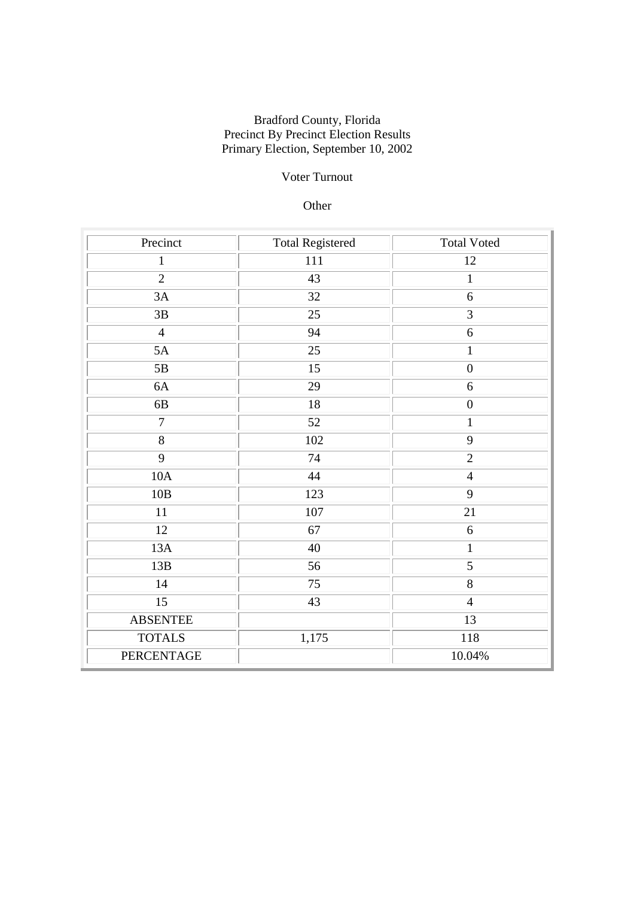Bradford County, Florida
Precinct By Precinct Election Results
Primary Election, September 10, 2002

Voter Turnout

Other

| Precinct | Total Registered | Total Voted |
|---|---|---|
| 1 | 111 | 12 |
| 2 | 43 | 1 |
| 3A | 32 | 6 |
| 3B | 25 | 3 |
| 4 | 94 | 6 |
| 5A | 25 | 1 |
| 5B | 15 | 0 |
| 6A | 29 | 6 |
| 6B | 18 | 0 |
| 7 | 52 | 1 |
| 8 | 102 | 9 |
| 9 | 74 | 2 |
| 10A | 44 | 4 |
| 10B | 123 | 9 |
| 11 | 107 | 21 |
| 12 | 67 | 6 |
| 13A | 40 | 1 |
| 13B | 56 | 5 |
| 14 | 75 | 8 |
| 15 | 43 | 4 |
| ABSENTEE | | 13 |
| TOTALS | 1,175 | 118 |
| PERCENTAGE | | 10.04% |